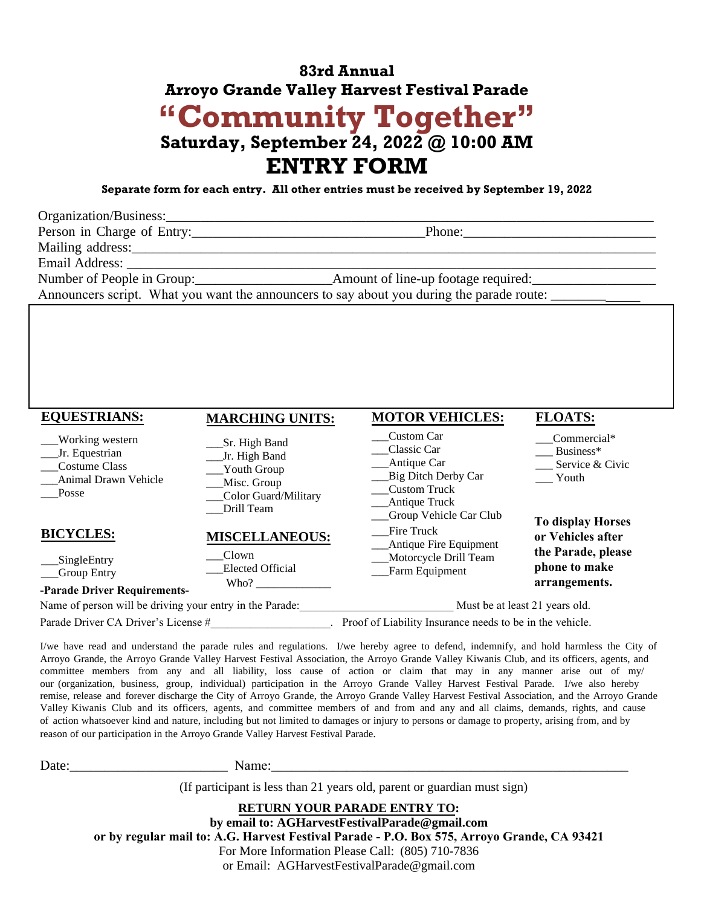**83rd Annual**

**Arroyo Grande Valley Harvest Festival Parade**

# "Community Together"

**Saturday, September 24, 2022 @ 10:00 AM**

## ENTRY FORM

**Separate form for each entry. All other entries must be received by September 19, 2022**

Organization/Business:_______________________________________________________________

Person in Charge of Entry:_______________________________Phone:_________________________

Mailing address:_____________________________________________________________________

Email Address: _____________________________________________________________________

Number of People in Group:_________________Amount of line-up footage required:________________

Announcers script. What you want the announcers to say about you during the parade route: ____________

**EQUESTRIANS:**

___Working western
___Jr. Equestrian
___Costume Class
___Animal Drawn Vehicle
___Posse

**BICYCLES:**

___SingleEntry
___Group Entry

**MARCHING UNITS:**

___Sr. High Band
___Jr. High Band
___Youth Group
___Misc. Group
___Color Guard/Military
___Drill Team

**MISCELLANEOUS:**

___Clown
___Elected Official
Who? ____________

**MOTOR VEHICLES:**

___Custom Car
___Classic Car
___Antique Car
___Big Ditch Derby Car
___Custom Truck
___Antique Truck
___Group Vehicle Car Club
___Fire Truck
___Antique Fire Equipment
___Motorcycle Drill Team
___Farm Equipment

**FLOATS:**

___Commercial*
___ Business*
___ Service & Civic
___ Youth

**To display Horses or Vehicles after the Parade, please phone to make arrangements.**

**-Parade Driver Requirements-**

Name of person will be driving your entry in the Parade:_________________________ Must be at least 21 years old.

Parade Driver CA Driver's License #____________________. Proof of Liability Insurance needs to be in the vehicle.

I/we have read and understand the parade rules and regulations. I/we hereby agree to defend, indemnify, and hold harmless the City of Arroyo Grande, the Arroyo Grande Valley Harvest Festival Association, the Arroyo Grande Valley Kiwanis Club, and its officers, agents, and committee members from any and all liability, loss cause of action or claim that may in any manner arise out of my/ our (organization, business, group, individual) participation in the Arroyo Grande Valley Harvest Festival Parade. I/we also hereby remise, release and forever discharge the City of Arroyo Grande, the Arroyo Grande Valley Harvest Festival Association, and the Arroyo Grande Valley Kiwanis Club and its officers, agents, and committee members of and from and any and all claims, demands, rights, and cause of action whatsoever kind and nature, including but not limited to damages or injury to persons or damage to property, arising from, and by reason of our participation in the Arroyo Grande Valley Harvest Festival Parade.

Date:_______________________ Name:_____________________________________________________

(If participant is less than 21 years old, parent or guardian must sign)

**RETURN YOUR PARADE ENTRY TO:**

**by email to: AGHarvestFestivalParade@gmail.com**

**or by regular mail to: A.G. Harvest Festival Parade - P.O. Box 575, Arroyo Grande, CA 93421**

For More Information Please Call: (805) 710-7836

or Email: AGHarvestFestivalParade@gmail.com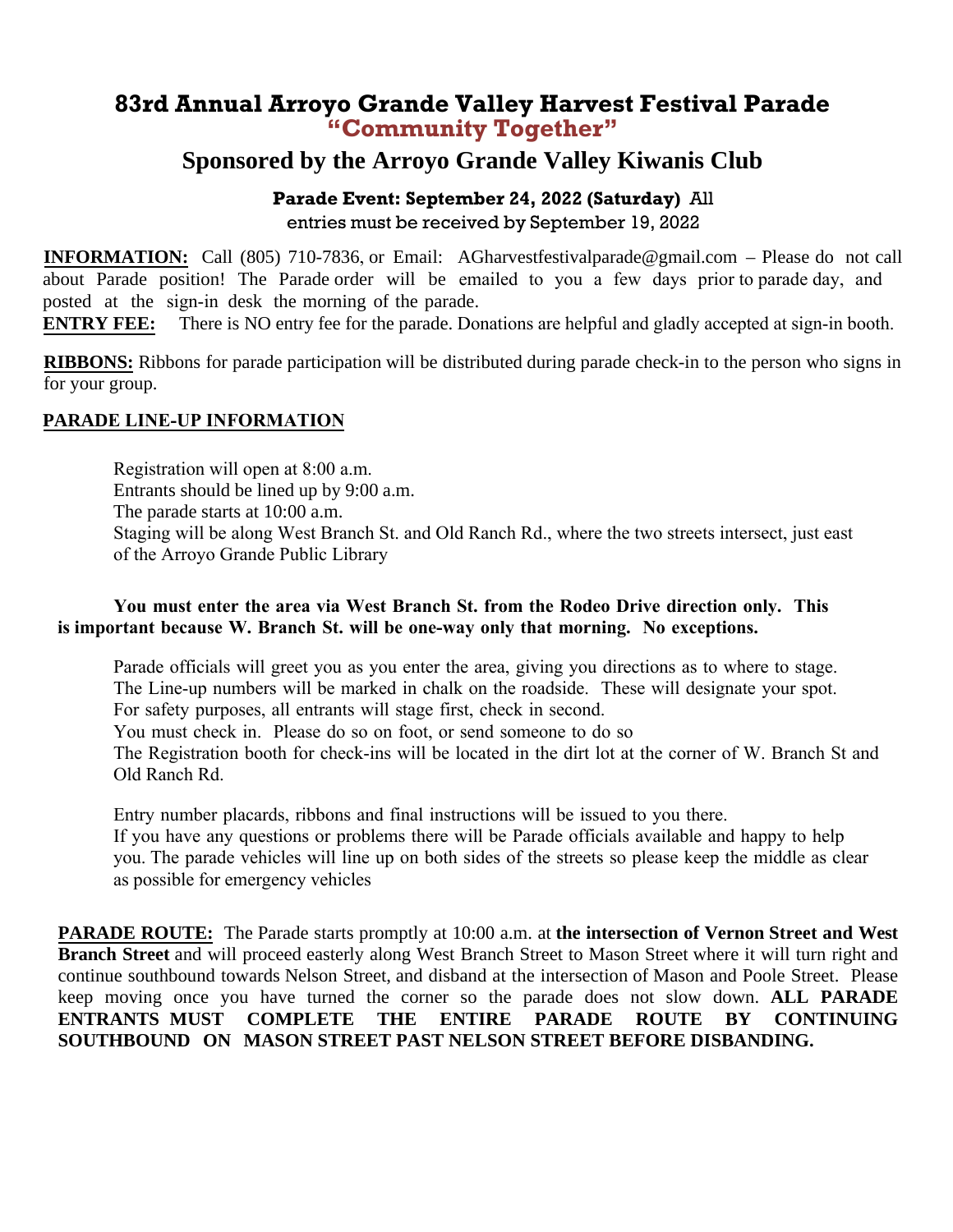# 83rd Annual Arroyo Grande Valley Harvest Festival Parade

## "Community Together"

## Sponsored by the Arroyo Grande Valley Kiwanis Club

**Parade Event: September 24, 2022 (Saturday)** All entries must be received by September 19, 2022

**INFORMATION:** Call (805) 710-7836, or Email: AGharvestfestivalparade@gmail.com – Please do not call about Parade position! The Parade order will be emailed to you a few days prior to parade day, and posted at the sign-in desk the morning of the parade.

**ENTRY FEE:** There is NO entry fee for the parade. Donations are helpful and gladly accepted at sign-in booth.

**RIBBONS:** Ribbons for parade participation will be distributed during parade check-in to the person who signs in for your group.

**PARADE LINE-UP INFORMATION**

Registration will open at 8:00 a.m.
Entrants should be lined up by 9:00 a.m.
The parade starts at 10:00 a.m.
Staging will be along West Branch St. and Old Ranch Rd., where the two streets intersect, just east of the Arroyo Grande Public Library

**You must enter the area via West Branch St. from the Rodeo Drive direction only. This is important because W. Branch St. will be one-way only that morning. No exceptions.**

Parade officials will greet you as you enter the area, giving you directions as to where to stage.
The Line-up numbers will be marked in chalk on the roadside. These will designate your spot.
For safety purposes, all entrants will stage first, check in second.
You must check in. Please do so on foot, or send someone to do so
The Registration booth for check-ins will be located in the dirt lot at the corner of W. Branch St and Old Ranch Rd.

Entry number placards, ribbons and final instructions will be issued to you there.
If you have any questions or problems there will be Parade officials available and happy to help you. The parade vehicles will line up on both sides of the streets so please keep the middle as clear as possible for emergency vehicles

**PARADE ROUTE:** The Parade starts promptly at 10:00 a.m. at **the intersection of Vernon Street and West Branch Street** and will proceed easterly along West Branch Street to Mason Street where it will turn right and continue southbound towards Nelson Street, and disband at the intersection of Mason and Poole Street. Please keep moving once you have turned the corner so the parade does not slow down. **ALL PARADE ENTRANTS MUST COMPLETE THE ENTIRE PARADE ROUTE BY CONTINUING SOUTHBOUND ON MASON STREET PAST NELSON STREET BEFORE DISBANDING.**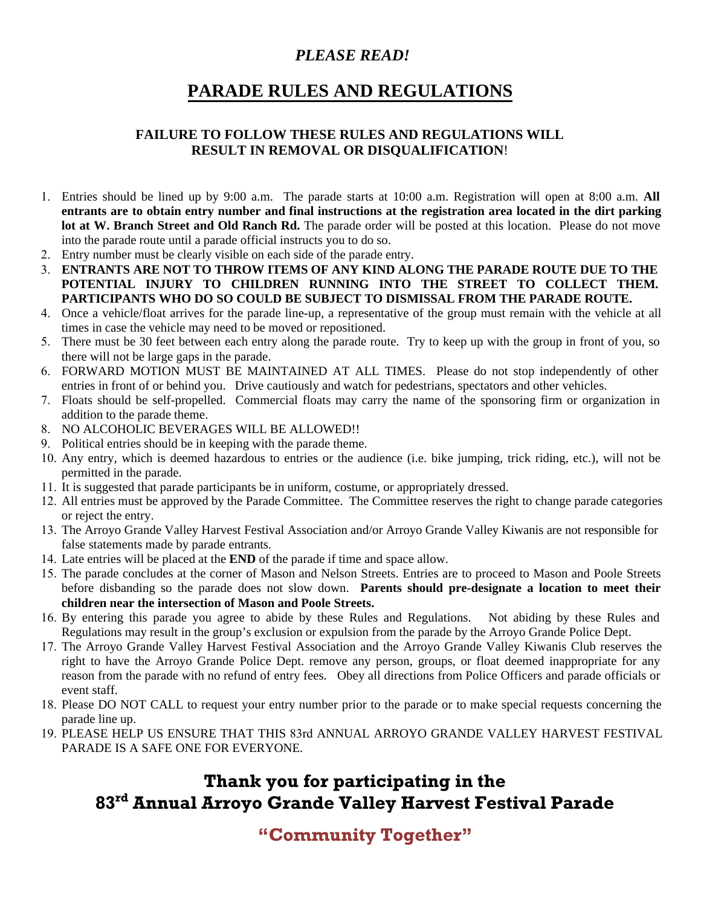***PLEASE READ!***

# PARADE RULES AND REGULATIONS

**FAILURE TO FOLLOW THESE RULES AND REGULATIONS WILL RESULT IN REMOVAL OR DISQUALIFICATION!**

1. Entries should be lined up by 9:00 a.m. The parade starts at 10:00 a.m. Registration will open at 8:00 a.m. **All entrants are to obtain entry number and final instructions at the registration area located in the dirt parking lot at W. Branch Street and Old Ranch Rd.** The parade order will be posted at this location. Please do not move into the parade route until a parade official instructs you to do so.
2. Entry number must be clearly visible on each side of the parade entry.
3. **ENTRANTS ARE NOT TO THROW ITEMS OF ANY KIND ALONG THE PARADE ROUTE DUE TO THE POTENTIAL INJURY TO CHILDREN RUNNING INTO THE STREET TO COLLECT THEM. PARTICIPANTS WHO DO SO COULD BE SUBJECT TO DISMISSAL FROM THE PARADE ROUTE.**
4. Once a vehicle/float arrives for the parade line-up, a representative of the group must remain with the vehicle at all times in case the vehicle may need to be moved or repositioned.
5. There must be 30 feet between each entry along the parade route. Try to keep up with the group in front of you, so there will not be large gaps in the parade.
6. FORWARD MOTION MUST BE MAINTAINED AT ALL TIMES. Please do not stop independently of other entries in front of or behind you. Drive cautiously and watch for pedestrians, spectators and other vehicles.
7. Floats should be self-propelled. Commercial floats may carry the name of the sponsoring firm or organization in addition to the parade theme.
8. NO ALCOHOLIC BEVERAGES WILL BE ALLOWED!!
9. Political entries should be in keeping with the parade theme.
10. Any entry, which is deemed hazardous to entries or the audience (i.e. bike jumping, trick riding, etc.), will not be permitted in the parade.
11. It is suggested that parade participants be in uniform, costume, or appropriately dressed.
12. All entries must be approved by the Parade Committee. The Committee reserves the right to change parade categories or reject the entry.
13. The Arroyo Grande Valley Harvest Festival Association and/or Arroyo Grande Valley Kiwanis are not responsible for false statements made by parade entrants.
14. Late entries will be placed at the **END** of the parade if time and space allow.
15. The parade concludes at the corner of Mason and Nelson Streets. Entries are to proceed to Mason and Poole Streets before disbanding so the parade does not slow down. **Parents should pre-designate a location to meet their children near the intersection of Mason and Poole Streets.**
16. By entering this parade you agree to abide by these Rules and Regulations. Not abiding by these Rules and Regulations may result in the group's exclusion or expulsion from the parade by the Arroyo Grande Police Dept.
17. The Arroyo Grande Valley Harvest Festival Association and the Arroyo Grande Valley Kiwanis Club reserves the right to have the Arroyo Grande Police Dept. remove any person, groups, or float deemed inappropriate for any reason from the parade with no refund of entry fees. Obey all directions from Police Officers and parade officials or event staff.
18. Please DO NOT CALL to request your entry number prior to the parade or to make special requests concerning the parade line up.
19. PLEASE HELP US ENSURE THAT THIS 83rd ANNUAL ARROYO GRANDE VALLEY HARVEST FESTIVAL PARADE IS A SAFE ONE FOR EVERYONE.

## Thank you for participating in the 83rd Annual Arroyo Grande Valley Harvest Festival Parade

## "Community Together"